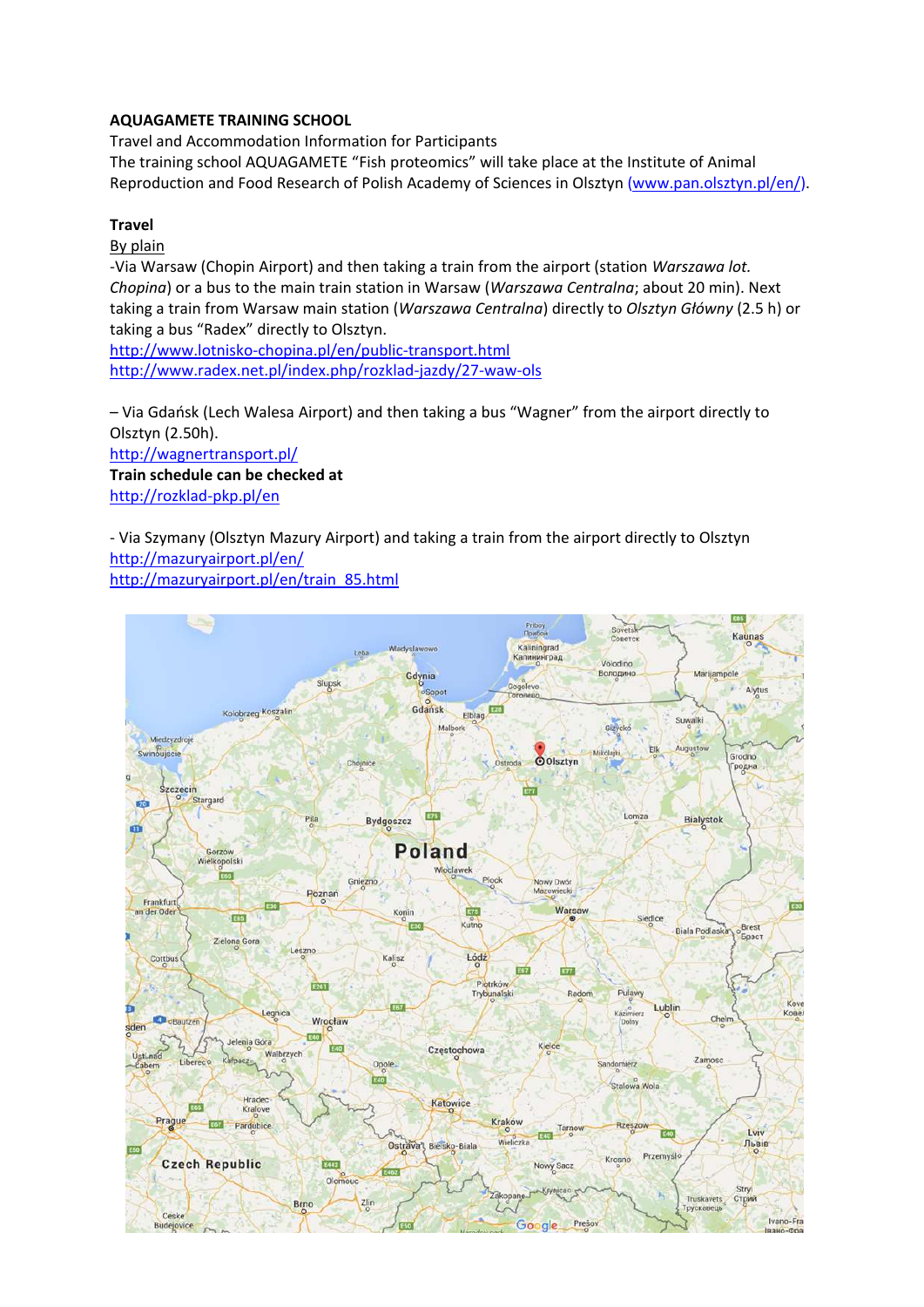**AQUAGAMETE TRAINING SCHOOL**

Travel and Accommodation Information for Participants

The training school AQUAGAMETE "Fish proteomics" will take place at the Institute of Animal Reproduction and Food Research of Polish Academy of Sciences in Olsztyn (www.pan.olsztyn.pl/en/).

**Travel**

By plain

-Via Warsaw (Chopin Airport) and then taking a train from the airport (station *Warszawa lot. Chopina*) or a bus to the main train station in Warsaw (*Warszawa Centralna*; about 20 min). Next taking a train from Warsaw main station (*Warszawa Centralna*) directly to *Olsztyn Główny* (2.5 h) or taking a bus "Radex" directly to Olsztyn.

http://www.lotnisko-chopina.pl/en/public-transport.html

http://www.radex.net.pl/index.php/rozklad-jazdy/27-waw-ols

– Via Gdańsk (Lech Walesa Airport) and then taking a bus "Wagner" from the airport directly to Olsztyn (2.50h).

http://wagnertransport.pl/

**Train schedule can be checked at**

http://rozklad-pkp.pl/en

- Via Szymany (Olsztyn Mazury Airport) and taking a train from the airport directly to Olsztyn

http://mazuryairport.pl/en/

http://mazuryairport.pl/en/train_85.html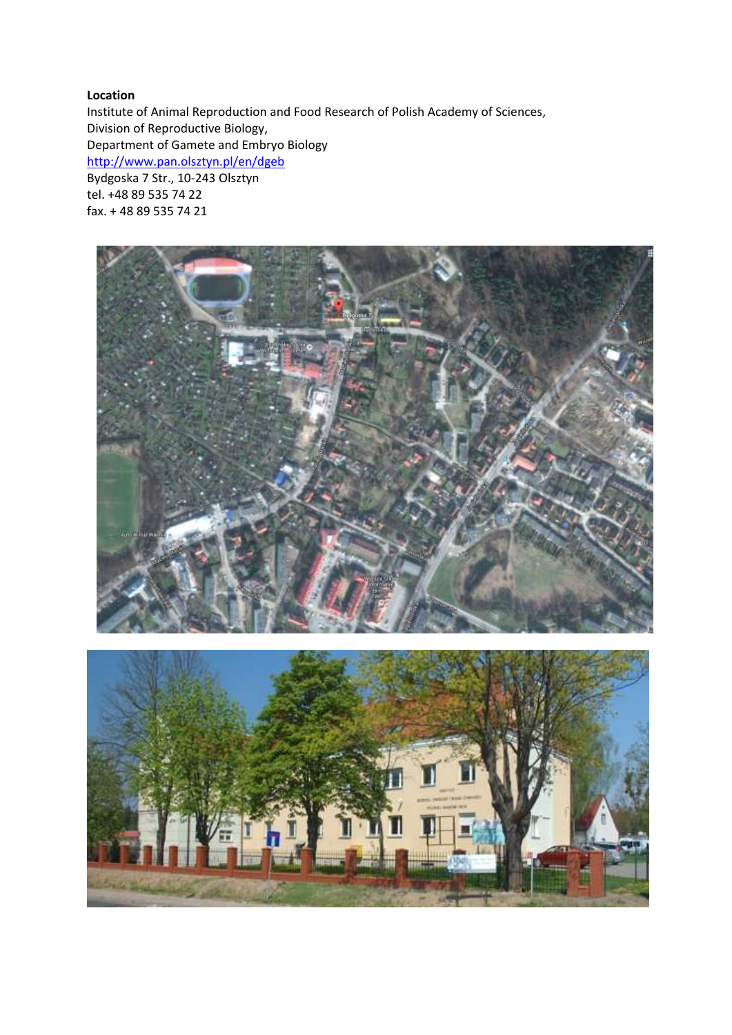**Location**

Institute of Animal Reproduction and Food Research of Polish Academy of Sciences,
Division of Reproductive Biology,
Department of Gamete and Embryo Biology
http://www.pan.olsztyn.pl/en/dgeb
Bydgoska 7 Str., 10-243 Olsztyn
tel. +48 89 535 74 22
fax. + 48 89 535 74 21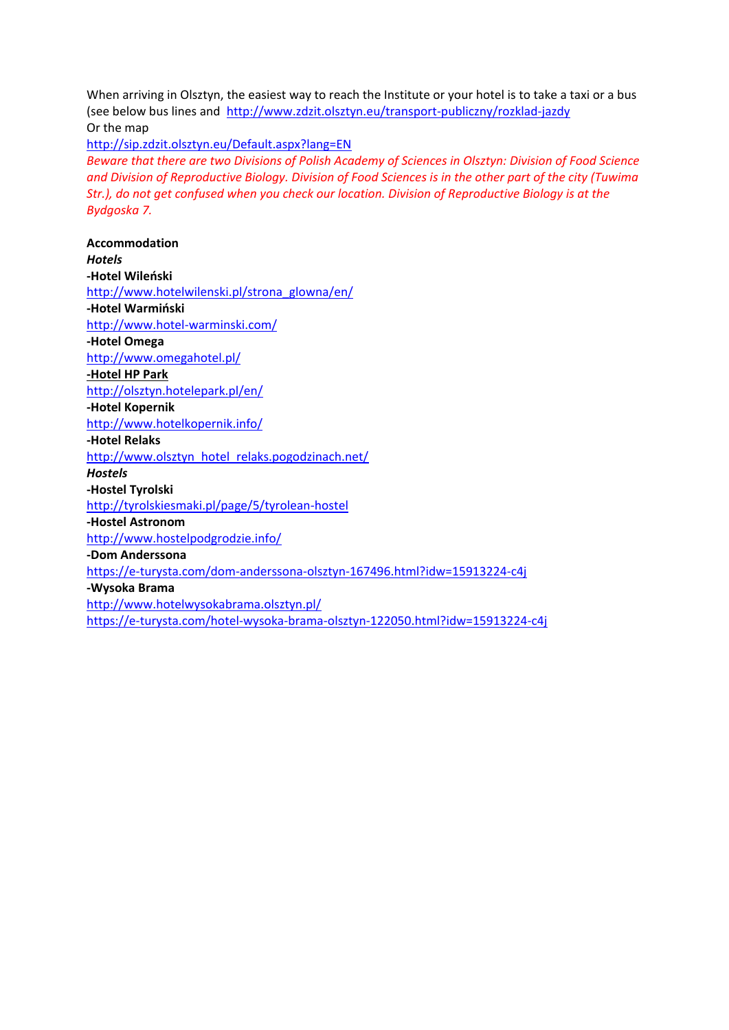When arriving in Olsztyn, the easiest way to reach the Institute or your hotel is to take a taxi or a bus (see below bus lines and http://www.zdzit.olsztyn.eu/transport-publiczny/rozklad-jazdy

Or the map

http://sip.zdzit.olsztyn.eu/Default.aspx?lang=EN

*Beware that there are two Divisions of Polish Academy of Sciences in Olsztyn: Division of Food Science and Division of Reproductive Biology. Division of Food Sciences is in the other part of the city (Tuwima Str.), do not get confused when you check our location. Division of Reproductive Biology is at the Bydgoska 7.*

**Accommodation**

***Hotels***

**-Hotel Wileński**

http://www.hotelwilenski.pl/strona_glowna/en/

**-Hotel Warmiński**

http://www.hotel-warminski.com/

**-Hotel Omega**

http://www.omegahotel.pl/

**-Hotel HP Park**

http://olsztyn.hotelepark.pl/en/

**-Hotel Kopernik**

http://www.hotelkopernik.info/

**-Hotel Relaks**

http://www.olsztyn_hotel_relaks.pogodzinach.net/

***Hostels***

**-Hostel Tyrolski**

http://tyrolskiesmaki.pl/page/5/tyrolean-hostel

**-Hostel Astronom**

http://www.hostelpodgrodzie.info/

**-Dom Anderssona**

https://e-turysta.com/dom-anderssona-olsztyn-167496.html?idw=15913224-c4j

**-Wysoka Brama**

http://www.hotelwysokabrama.olsztyn.pl/

https://e-turysta.com/hotel-wysoka-brama-olsztyn-122050.html?idw=15913224-c4j